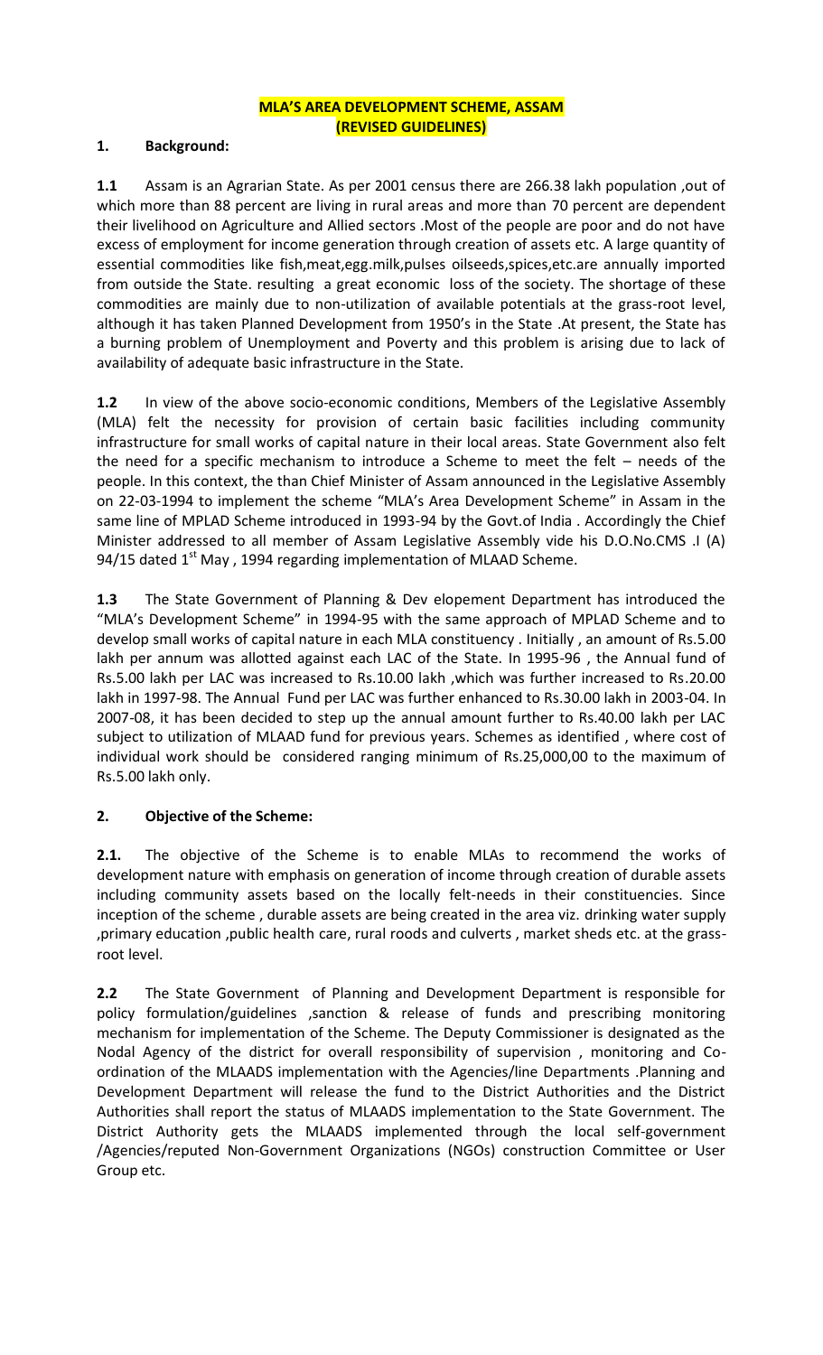# MLA'S AREA DEVELOPMENT SCHEME, ASSAM
## (REVISED GUIDELINES)

### 1. Background:

**1.1** Assam is an Agrarian State. As per 2001 census there are 266.38 lakh population ,out of which more than 88 percent are living in rural areas and more than 70 percent are dependent their livelihood on Agriculture and Allied sectors .Most of the people are poor and do not have excess of employment for income generation through creation of assets etc. A large quantity of essential commodities like fish,meat,egg.milk,pulses oilseeds,spices,etc.are annually imported from outside the State. resulting a great economic loss of the society. The shortage of these commodities are mainly due to non-utilization of available potentials at the grass-root level, although it has taken Planned Development from 1950's in the State .At present, the State has a burning problem of Unemployment and Poverty and this problem is arising due to lack of availability of adequate basic infrastructure in the State.

**1.2** In view of the above socio-economic conditions, Members of the Legislative Assembly (MLA) felt the necessity for provision of certain basic facilities including community infrastructure for small works of capital nature in their local areas. State Government also felt the need for a specific mechanism to introduce a Scheme to meet the felt – needs of the people. In this context, the than Chief Minister of Assam announced in the Legislative Assembly on 22-03-1994 to implement the scheme "MLA's Area Development Scheme" in Assam in the same line of MPLAD Scheme introduced in 1993-94 by the Govt.of India . Accordingly the Chief Minister addressed to all member of Assam Legislative Assembly vide his D.O.No.CMS .I (A) 94/15 dated 1st May , 1994 regarding implementation of MLAAD Scheme.

**1.3** The State Government of Planning & Dev elopement Department has introduced the "MLA's Development Scheme" in 1994-95 with the same approach of MPLAD Scheme and to develop small works of capital nature in each MLA constituency . Initially , an amount of Rs.5.00 lakh per annum was allotted against each LAC of the State. In 1995-96 , the Annual fund of Rs.5.00 lakh per LAC was increased to Rs.10.00 lakh ,which was further increased to Rs.20.00 lakh in 1997-98. The Annual Fund per LAC was further enhanced to Rs.30.00 lakh in 2003-04. In 2007-08, it has been decided to step up the annual amount further to Rs.40.00 lakh per LAC subject to utilization of MLAAD fund for previous years. Schemes as identified , where cost of individual work should be considered ranging minimum of Rs.25,000,00 to the maximum of Rs.5.00 lakh only.

### 2. Objective of the Scheme:

**2.1.** The objective of the Scheme is to enable MLAs to recommend the works of development nature with emphasis on generation of income through creation of durable assets including community assets based on the locally felt-needs in their constituencies. Since inception of the scheme , durable assets are being created in the area viz. drinking water supply ,primary education ,public health care, rural roods and culverts , market sheds etc. at the grass-root level.

**2.2** The State Government of Planning and Development Department is responsible for policy formulation/guidelines ,sanction & release of funds and prescribing monitoring mechanism for implementation of the Scheme. The Deputy Commissioner is designated as the Nodal Agency of the district for overall responsibility of supervision , monitoring and Co-ordination of the MLAADS implementation with the Agencies/line Departments .Planning and Development Department will release the fund to the District Authorities and the District Authorities shall report the status of MLAADS implementation to the State Government. The District Authority gets the MLAADS implemented through the local self-government /Agencies/reputed Non-Government Organizations (NGOs) construction Committee or User Group etc.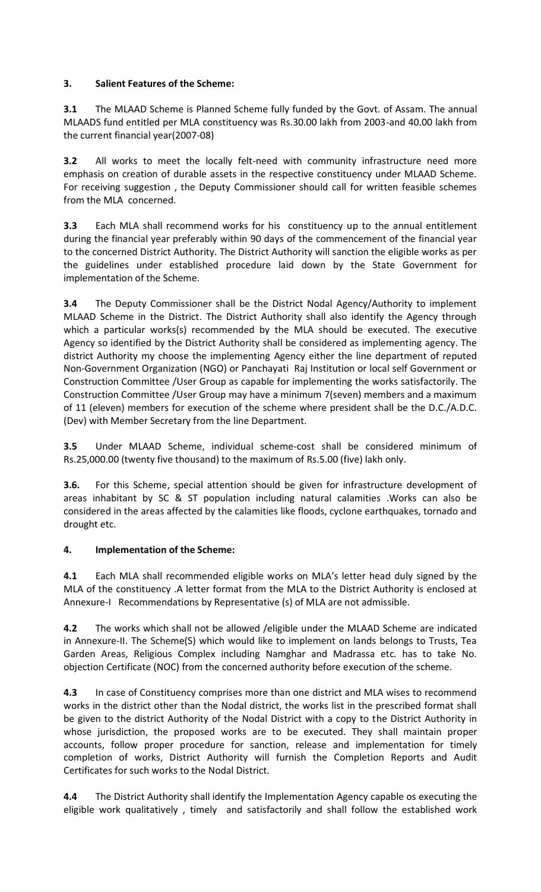### 3. Salient Features of the Scheme:

**3.1** The MLAAD Scheme is Planned Scheme fully funded by the Govt. of Assam. The annual MLAADS fund entitled per MLA constituency was Rs.30.00 lakh from 2003-and 40.00 lakh from the current financial year(2007-08)

**3.2** All works to meet the locally felt-need with community infrastructure need more emphasis on creation of durable assets in the respective constituency under MLAAD Scheme. For receiving suggestion , the Deputy Commissioner should call for written feasible schemes from the MLA concerned.

**3.3** Each MLA shall recommend works for his constituency up to the annual entitlement during the financial year preferably within 90 days of the commencement of the financial year to the concerned District Authority. The District Authority will sanction the eligible works as per the guidelines under established procedure laid down by the State Government for implementation of the Scheme.

**3.4** The Deputy Commissioner shall be the District Nodal Agency/Authority to implement MLAAD Scheme in the District. The District Authority shall also identify the Agency through which a particular works(s) recommended by the MLA should be executed. The executive Agency so identified by the District Authority shall be considered as implementing agency. The district Authority my choose the implementing Agency either the line department of reputed Non-Government Organization (NGO) or Panchayati Raj Institution or local self Government or Construction Committee /User Group as capable for implementing the works satisfactorily. The Construction Committee /User Group may have a minimum 7(seven) members and a maximum of 11 (eleven) members for execution of the scheme where president shall be the D.C./A.D.C. (Dev) with Member Secretary from the line Department.

**3.5** Under MLAAD Scheme, individual scheme-cost shall be considered minimum of Rs.25,000.00 (twenty five thousand) to the maximum of Rs.5.00 (five) lakh only.

**3.6.** For this Scheme, special attention should be given for infrastructure development of areas inhabitant by SC & ST population including natural calamities .Works can also be considered in the areas affected by the calamities like floods, cyclone earthquakes, tornado and drought etc.

### 4. Implementation of the Scheme:

**4.1** Each MLA shall recommended eligible works on MLA's letter head duly signed by the MLA of the constituency .A letter format from the MLA to the District Authority is enclosed at Annexure-I Recommendations by Representative (s) of MLA are not admissible.

**4.2** The works which shall not be allowed /eligible under the MLAAD Scheme are indicated in Annexure-II. The Scheme(S) which would like to implement on lands belongs to Trusts, Tea Garden Areas, Religious Complex including Namghar and Madrassa etc. has to take No. objection Certificate (NOC) from the concerned authority before execution of the scheme.

**4.3** In case of Constituency comprises more than one district and MLA wises to recommend works in the district other than the Nodal district, the works list in the prescribed format shall be given to the district Authority of the Nodal District with a copy to the District Authority in whose jurisdiction, the proposed works are to be executed. They shall maintain proper accounts, follow proper procedure for sanction, release and implementation for timely completion of works, District Authority will furnish the Completion Reports and Audit Certificates for such works to the Nodal District.

**4.4** The District Authority shall identify the Implementation Agency capable os executing the eligible work qualitatively , timely and satisfactorily and shall follow the established work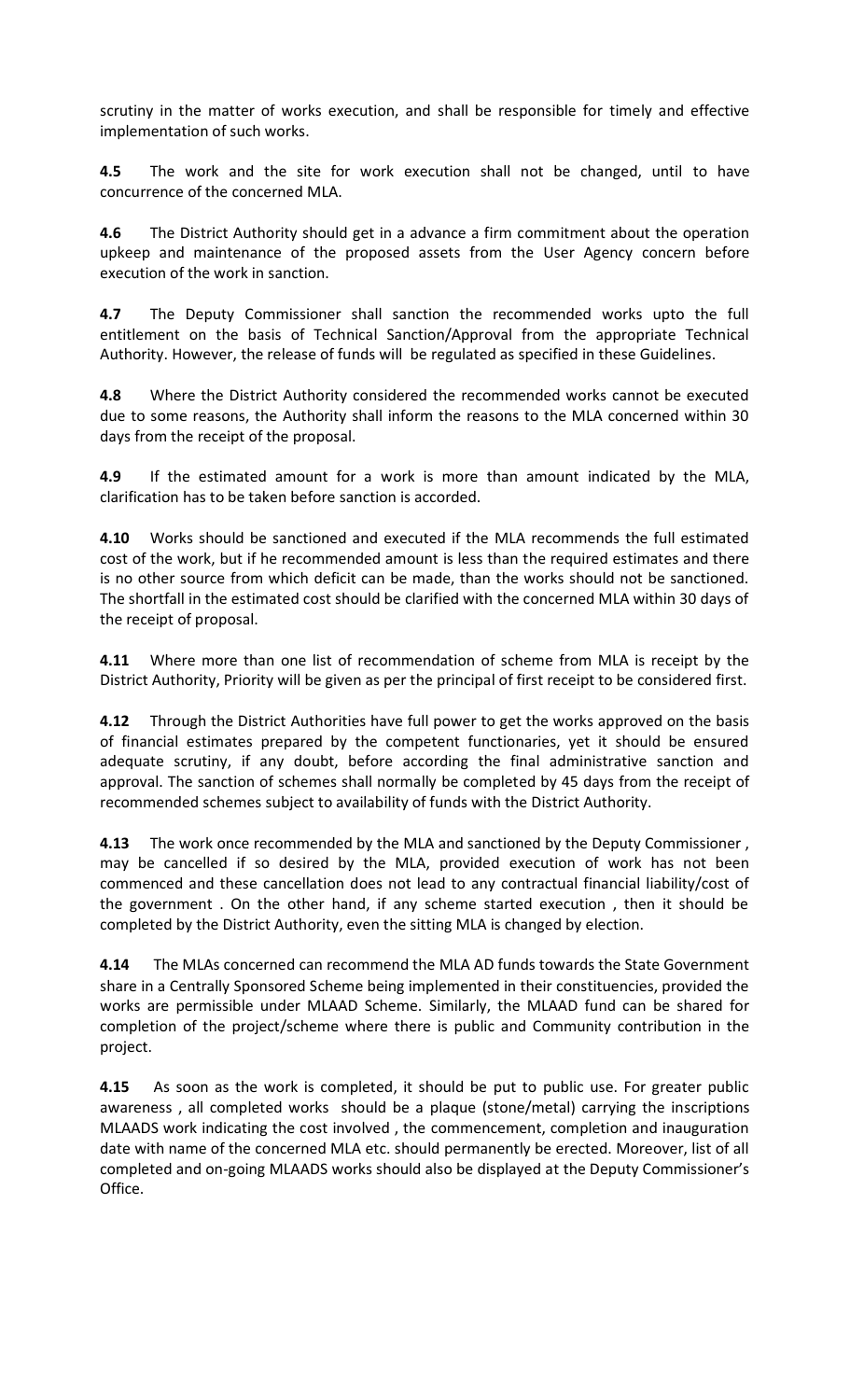scrutiny in the matter of works execution, and shall be responsible for timely and effective implementation of such works.

**4.5** The work and the site for work execution shall not be changed, until to have concurrence of the concerned MLA.

**4.6** The District Authority should get in a advance a firm commitment about the operation upkeep and maintenance of the proposed assets from the User Agency concern before execution of the work in sanction.

**4.7** The Deputy Commissioner shall sanction the recommended works upto the full entitlement on the basis of Technical Sanction/Approval from the appropriate Technical Authority. However, the release of funds will be regulated as specified in these Guidelines.

**4.8** Where the District Authority considered the recommended works cannot be executed due to some reasons, the Authority shall inform the reasons to the MLA concerned within 30 days from the receipt of the proposal.

**4.9** If the estimated amount for a work is more than amount indicated by the MLA, clarification has to be taken before sanction is accorded.

**4.10** Works should be sanctioned and executed if the MLA recommends the full estimated cost of the work, but if he recommended amount is less than the required estimates and there is no other source from which deficit can be made, than the works should not be sanctioned. The shortfall in the estimated cost should be clarified with the concerned MLA within 30 days of the receipt of proposal.

**4.11** Where more than one list of recommendation of scheme from MLA is receipt by the District Authority, Priority will be given as per the principal of first receipt to be considered first.

**4.12** Through the District Authorities have full power to get the works approved on the basis of financial estimates prepared by the competent functionaries, yet it should be ensured adequate scrutiny, if any doubt, before according the final administrative sanction and approval. The sanction of schemes shall normally be completed by 45 days from the receipt of recommended schemes subject to availability of funds with the District Authority.

**4.13** The work once recommended by the MLA and sanctioned by the Deputy Commissioner , may be cancelled if so desired by the MLA, provided execution of work has not been commenced and these cancellation does not lead to any contractual financial liability/cost of the government . On the other hand, if any scheme started execution , then it should be completed by the District Authority, even the sitting MLA is changed by election.

**4.14** The MLAs concerned can recommend the MLA AD funds towards the State Government share in a Centrally Sponsored Scheme being implemented in their constituencies, provided the works are permissible under MLAAD Scheme. Similarly, the MLAAD fund can be shared for completion of the project/scheme where there is public and Community contribution in the project.

**4.15** As soon as the work is completed, it should be put to public use. For greater public awareness , all completed works should be a plaque (stone/metal) carrying the inscriptions MLAADS work indicating the cost involved , the commencement, completion and inauguration date with name of the concerned MLA etc. should permanently be erected. Moreover, list of all completed and on-going MLAADS works should also be displayed at the Deputy Commissioner's Office.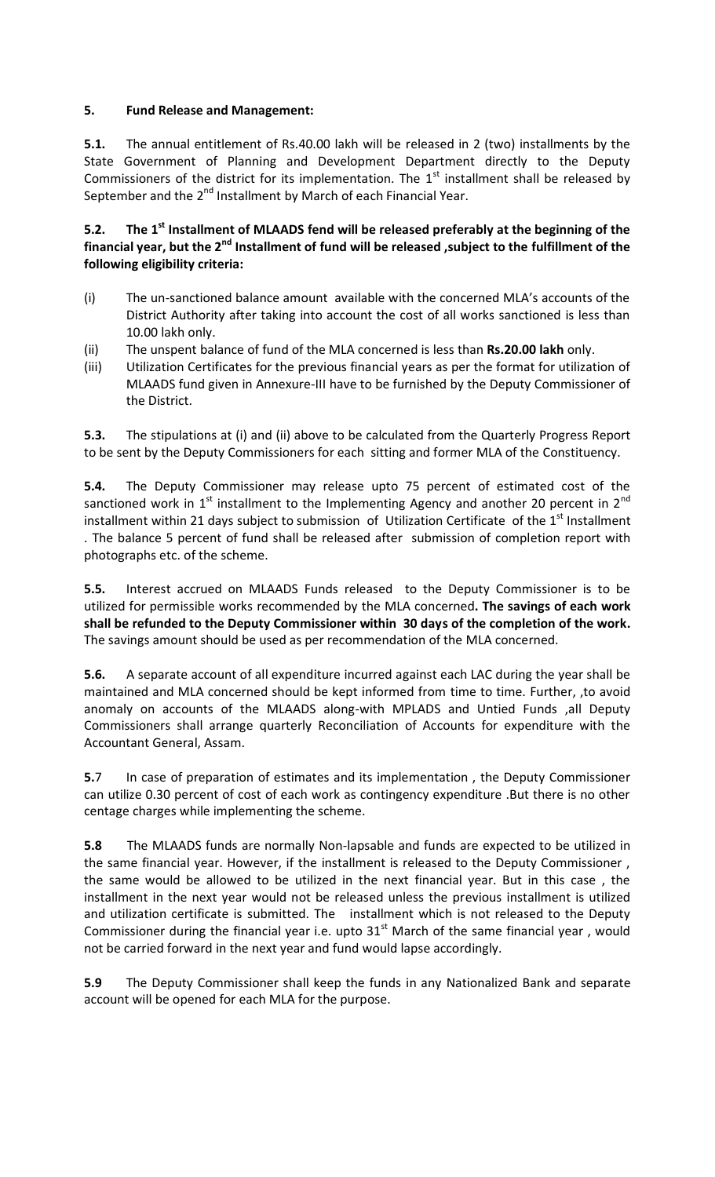**5. Fund Release and Management:**

**5.1.** The annual entitlement of Rs.40.00 lakh will be released in 2 (two) installments by the State Government of Planning and Development Department directly to the Deputy Commissioners of the district for its implementation. The 1st installment shall be released by September and the 2nd Installment by March of each Financial Year.

**5.2. The 1st Installment of MLAADS fend will be released preferably at the beginning of the financial year, but the 2nd Installment of fund will be released ,subject to the fulfillment of the following eligibility criteria:**

(i) The un-sanctioned balance amount available with the concerned MLA's accounts of the District Authority after taking into account the cost of all works sanctioned is less than 10.00 lakh only.

(ii) The unspent balance of fund of the MLA concerned is less than **Rs.20.00 lakh** only.

(iii) Utilization Certificates for the previous financial years as per the format for utilization of MLAADS fund given in Annexure-III have to be furnished by the Deputy Commissioner of the District.

**5.3.** The stipulations at (i) and (ii) above to be calculated from the Quarterly Progress Report to be sent by the Deputy Commissioners for each sitting and former MLA of the Constituency.

**5.4.** The Deputy Commissioner may release upto 75 percent of estimated cost of the sanctioned work in 1st installment to the Implementing Agency and another 20 percent in 2nd installment within 21 days subject to submission of Utilization Certificate of the 1st Installment . The balance 5 percent of fund shall be released after submission of completion report with photographs etc. of the scheme.

**5.5.** Interest accrued on MLAADS Funds released to the Deputy Commissioner is to be utilized for permissible works recommended by the MLA concerned**. The savings of each work shall be refunded to the Deputy Commissioner within 30 days of the completion of the work.** The savings amount should be used as per recommendation of the MLA concerned.

**5.6.** A separate account of all expenditure incurred against each LAC during the year shall be maintained and MLA concerned should be kept informed from time to time. Further, ,to avoid anomaly on accounts of the MLAADS along-with MPLADS and Untied Funds ,all Deputy Commissioners shall arrange quarterly Reconciliation of Accounts for expenditure with the Accountant General, Assam.

**5.7** In case of preparation of estimates and its implementation , the Deputy Commissioner can utilize 0.30 percent of cost of each work as contingency expenditure .But there is no other centage charges while implementing the scheme.

**5.8** The MLAADS funds are normally Non-lapsable and funds are expected to be utilized in the same financial year. However, if the installment is released to the Deputy Commissioner , the same would be allowed to be utilized in the next financial year. But in this case , the installment in the next year would not be released unless the previous installment is utilized and utilization certificate is submitted. The installment which is not released to the Deputy Commissioner during the financial year i.e. upto 31st March of the same financial year , would not be carried forward in the next year and fund would lapse accordingly.

**5.9** The Deputy Commissioner shall keep the funds in any Nationalized Bank and separate account will be opened for each MLA for the purpose.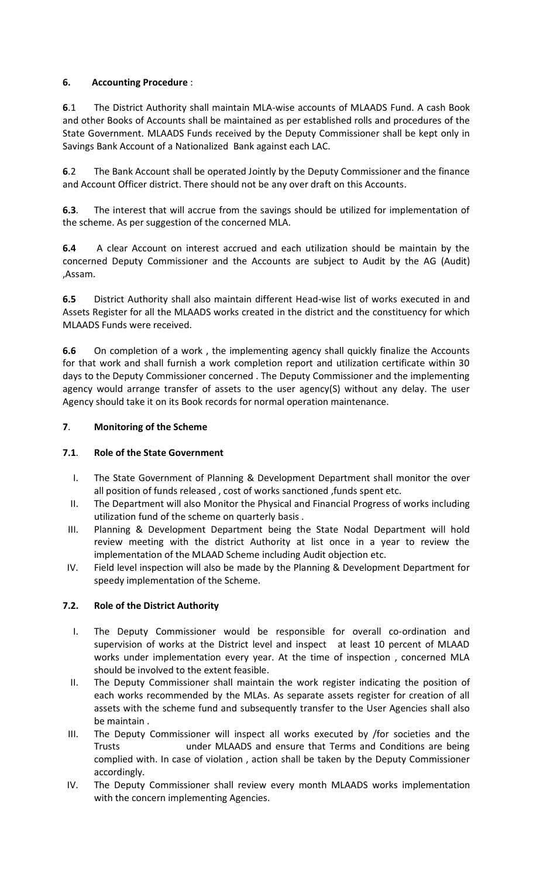**6. Accounting Procedure** :

**6**.1 The District Authority shall maintain MLA-wise accounts of MLAADS Fund. A cash Book and other Books of Accounts shall be maintained as per established rolls and procedures of the State Government. MLAADS Funds received by the Deputy Commissioner shall be kept only in Savings Bank Account of a Nationalized Bank against each LAC.

**6**.2 The Bank Account shall be operated Jointly by the Deputy Commissioner and the finance and Account Officer district. There should not be any over draft on this Accounts.

**6.3**. The interest that will accrue from the savings should be utilized for implementation of the scheme. As per suggestion of the concerned MLA.

**6.4** A clear Account on interest accrued and each utilization should be maintain by the concerned Deputy Commissioner and the Accounts are subject to Audit by the AG (Audit) ,Assam.

**6.5** District Authority shall also maintain different Head-wise list of works executed in and Assets Register for all the MLAADS works created in the district and the constituency for which MLAADS Funds were received.

**6.6** On completion of a work , the implementing agency shall quickly finalize the Accounts for that work and shall furnish a work completion report and utilization certificate within 30 days to the Deputy Commissioner concerned . The Deputy Commissioner and the implementing agency would arrange transfer of assets to the user agency(S) without any delay. The user Agency should take it on its Book records for normal operation maintenance.

**7**. **Monitoring of the Scheme**

**7.1**. **Role of the State Government**

I. The State Government of Planning & Development Department shall monitor the over all position of funds released , cost of works sanctioned ,funds spent etc.

II. The Department will also Monitor the Physical and Financial Progress of works including utilization fund of the scheme on quarterly basis .

III. Planning & Development Department being the State Nodal Department will hold review meeting with the district Authority at list once in a year to review the implementation of the MLAAD Scheme including Audit objection etc.

IV. Field level inspection will also be made by the Planning & Development Department for speedy implementation of the Scheme.

**7.2. Role of the District Authority**

I. The Deputy Commissioner would be responsible for overall co-ordination and supervision of works at the District level and inspect at least 10 percent of MLAAD works under implementation every year. At the time of inspection , concerned MLA should be involved to the extent feasible.

II. The Deputy Commissioner shall maintain the work register indicating the position of each works recommended by the MLAs. As separate assets register for creation of all assets with the scheme fund and subsequently transfer to the User Agencies shall also be maintain .

III. The Deputy Commissioner will inspect all works executed by /for societies and the Trusts under MLAADS and ensure that Terms and Conditions are being complied with. In case of violation , action shall be taken by the Deputy Commissioner accordingly.

IV. The Deputy Commissioner shall review every month MLAADS works implementation with the concern implementing Agencies.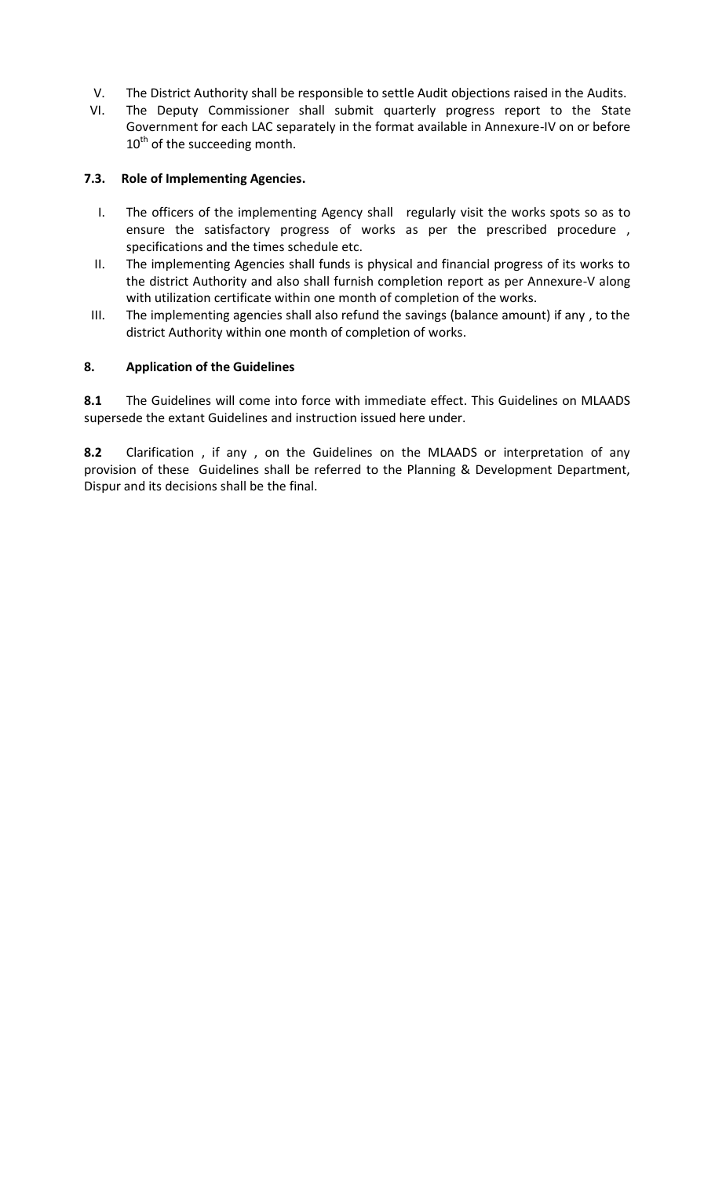V. The District Authority shall be responsible to settle Audit objections raised in the Audits.

VI. The Deputy Commissioner shall submit quarterly progress report to the State Government for each LAC separately in the format available in Annexure-IV on or before 10th of the succeeding month.

### 7.3. Role of Implementing Agencies.

I. The officers of the implementing Agency shall regularly visit the works spots so as to ensure the satisfactory progress of works as per the prescribed procedure , specifications and the times schedule etc.

II. The implementing Agencies shall funds is physical and financial progress of its works to the district Authority and also shall furnish completion report as per Annexure-V along with utilization certificate within one month of completion of the works.

III. The implementing agencies shall also refund the savings (balance amount) if any , to the district Authority within one month of completion of works.

## 8. Application of the Guidelines

**8.1** The Guidelines will come into force with immediate effect. This Guidelines on MLAADS supersede the extant Guidelines and instruction issued here under.

**8.2** Clarification , if any , on the Guidelines on the MLAADS or interpretation of any provision of these Guidelines shall be referred to the Planning & Development Department, Dispur and its decisions shall be the final.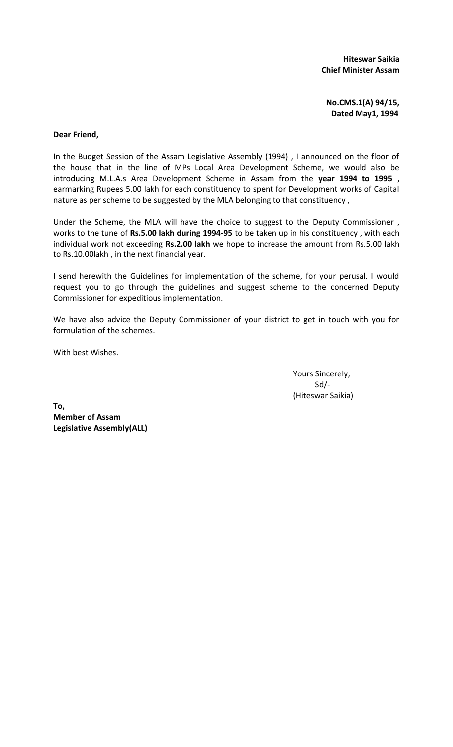**Hiteswar Saikia**
**Chief Minister Assam**

**No.CMS.1(A) 94/15,**
**Dated May1, 1994**

**Dear Friend,**

In the Budget Session of the Assam Legislative Assembly (1994) , I announced on the floor of the house that in the line of MPs Local Area Development Scheme, we would also be introducing M.L.A.s Area Development Scheme in Assam from the **year 1994 to 1995** , earmarking Rupees 5.00 lakh for each constituency to spent for Development works of Capital nature as per scheme to be suggested by the MLA belonging to that constituency ,

Under the Scheme, the MLA will have the choice to suggest to the Deputy Commissioner , works to the tune of **Rs.5.00 lakh during 1994-95** to be taken up in his constituency , with each individual work not exceeding **Rs.2.00 lakh** we hope to increase the amount from Rs.5.00 lakh to Rs.10.00lakh , in the next financial year.

I send herewith the Guidelines for implementation of the scheme, for your perusal. I would request you to go through the guidelines and suggest scheme to the concerned Deputy Commissioner for expeditious implementation.

We have also advice the Deputy Commissioner of your district to get in touch with you for formulation of the schemes.

With best Wishes.

Yours Sincerely,
Sd/-
(Hiteswar Saikia)

**To,**
**Member of Assam**
**Legislative Assembly(ALL)**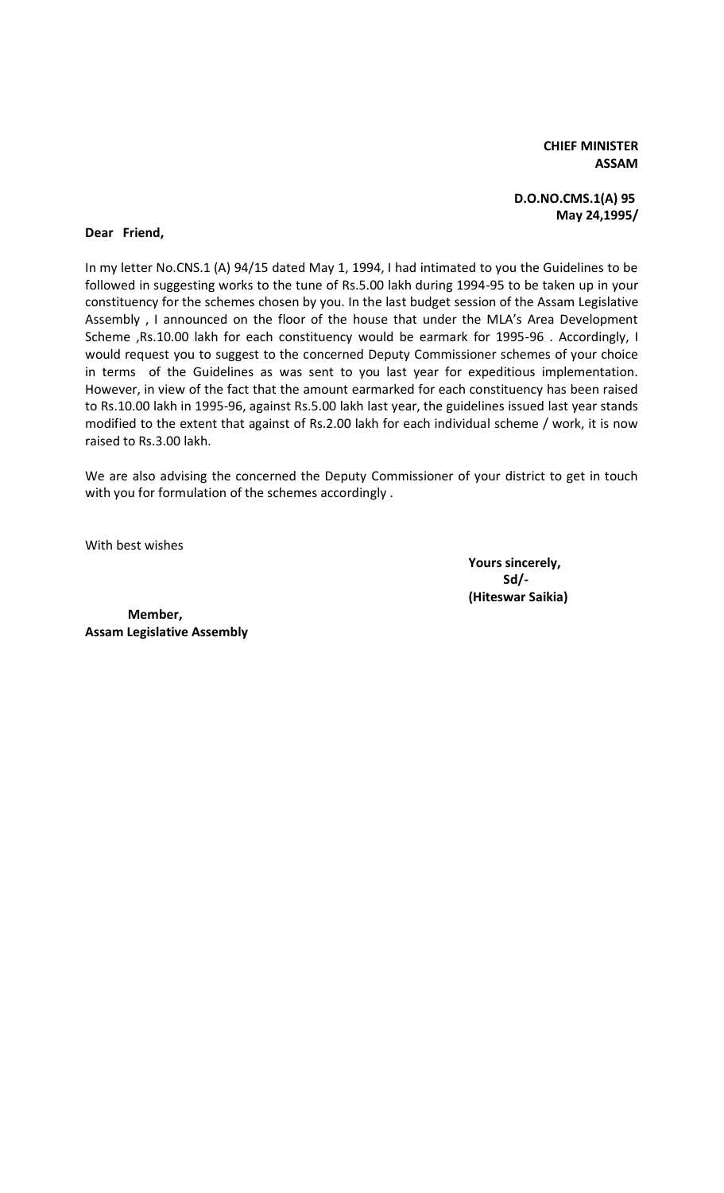**CHIEF MINISTER**
**ASSAM**

**D.O.NO.CMS.1(A) 95**
**May 24,1995/**

**Dear Friend,**

In my letter No.CNS.1 (A) 94/15 dated May 1, 1994, I had intimated to you the Guidelines to be followed in suggesting works to the tune of Rs.5.00 lakh during 1994-95 to be taken up in your constituency for the schemes chosen by you. In the last budget session of the Assam Legislative Assembly , I announced on the floor of the house that under the MLA's Area Development Scheme ,Rs.10.00 lakh for each constituency would be earmark for 1995-96 . Accordingly, I would request you to suggest to the concerned Deputy Commissioner schemes of your choice in terms of the Guidelines as was sent to you last year for expeditious implementation. However, in view of the fact that the amount earmarked for each constituency has been raised to Rs.10.00 lakh in 1995-96, against Rs.5.00 lakh last year, the guidelines issued last year stands modified to the extent that against of Rs.2.00 lakh for each individual scheme / work, it is now raised to Rs.3.00 lakh.

We are also advising the concerned the Deputy Commissioner of your district to get in touch with you for formulation of the schemes accordingly .

With best wishes

**Yours sincerely,**
**Sd/-**
**(Hiteswar Saikia)**

**Member,**
**Assam Legislative Assembly**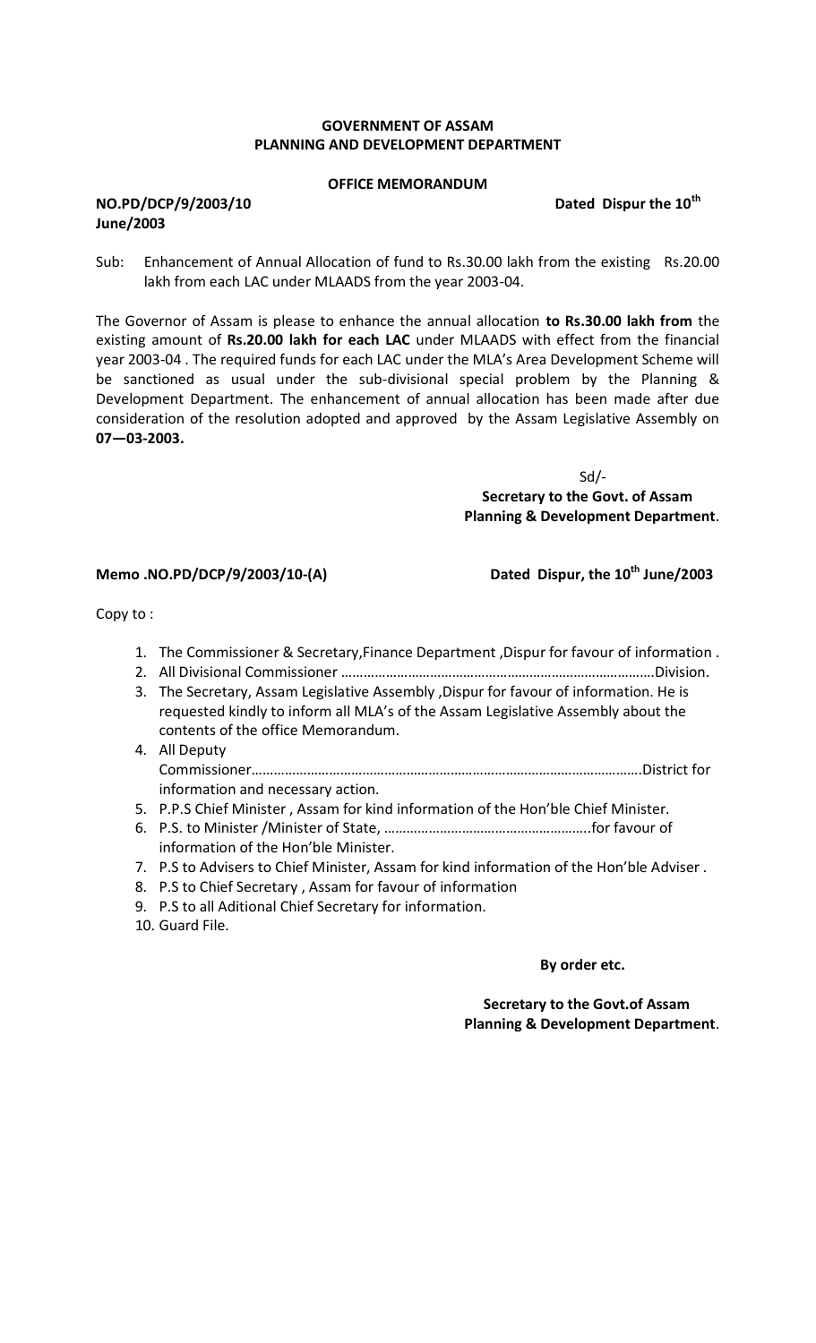**GOVERNMENT OF ASSAM**
**PLANNING AND DEVELOPMENT DEPARTMENT**

**OFFICE MEMORANDUM**

**NO.PD/DCP/9/2003/10** **Dated Dispur the 10th June/2003**

Sub: Enhancement of Annual Allocation of fund to Rs.30.00 lakh from the existing Rs.20.00 lakh from each LAC under MLAADS from the year 2003-04.

The Governor of Assam is please to enhance the annual allocation **to Rs.30.00 lakh from** the existing amount of **Rs.20.00 lakh for each LAC** under MLAADS with effect from the financial year 2003-04 . The required funds for each LAC under the MLA's Area Development Scheme will be sanctioned as usual under the sub-divisional special problem by the Planning & Development Department. The enhancement of annual allocation has been made after due consideration of the resolution adopted and approved by the Assam Legislative Assembly on **07—03-2003.**

Sd/-
**Secretary to the Govt. of Assam**
**Planning & Development Department**.

**Memo .NO.PD/DCP/9/2003/10-(A)** **Dated Dispur, the 10th June/2003**

Copy to :

1. The Commissioner & Secretary,Finance Department ,Dispur for favour of information .
2. All Divisional Commissioner ……………………………………………………………………….Division.
3. The Secretary, Assam Legislative Assembly ,Dispur for favour of information. He is requested kindly to inform all MLA's of the Assam Legislative Assembly about the contents of the office Memorandum.
4. All Deputy Commissioner…………………………………………………………………………………….District for information and necessary action.
5. P.P.S Chief Minister , Assam for kind information of the Hon'ble Chief Minister.
6. P.S. to Minister /Minister of State, ………………………………………………..for favour of information of the Hon'ble Minister.
7. P.S to Advisers to Chief Minister, Assam for kind information of the Hon'ble Adviser .
8. P.S to Chief Secretary , Assam for favour of information
9. P.S to all Aditional Chief Secretary for information.
10. Guard File.

**By order etc.**

**Secretary to the Govt.of Assam**
**Planning & Development Department**.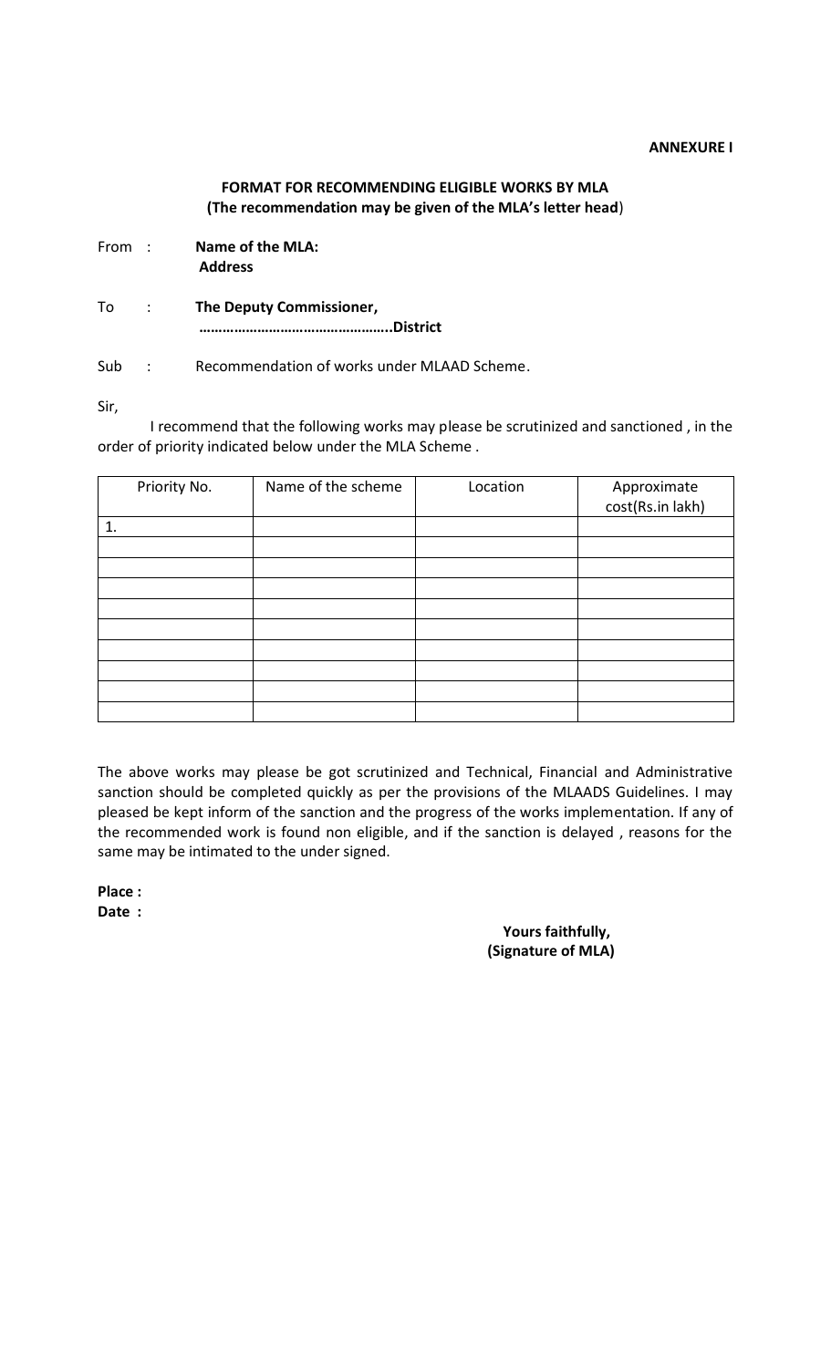**ANNEXURE I**

**FORMAT FOR RECOMMENDING ELIGIBLE WORKS BY MLA**
**(The recommendation may be given of the MLA's letter head)**

From : **Name of the MLA:**
**Address**

To : **The Deputy Commissioner,**
**………………………………………..District**

Sub : Recommendation of works under MLAAD Scheme.

Sir,

I recommend that the following works may please be scrutinized and sanctioned , in the order of priority indicated below under the MLA Scheme .

| Priority No. | Name of the scheme | Location | Approximate cost(Rs.in lakh) |
|---|---|---|---|
| 1. | | | |
| | | | |
| | | | |
| | | | |
| | | | |
| | | | |
| | | | |
| | | | |
| | | | |
| | | | |

The above works may please be got scrutinized and Technical, Financial and Administrative sanction should be completed quickly as per the provisions of the MLAADS Guidelines. I may pleased be kept inform of the sanction and the progress of the works implementation. If any of the recommended work is found non eligible, and if the sanction is delayed , reasons for the same may be intimated to the under signed.

**Place :**
**Date :**

**Yours faithfully,**
**(Signature of MLA)**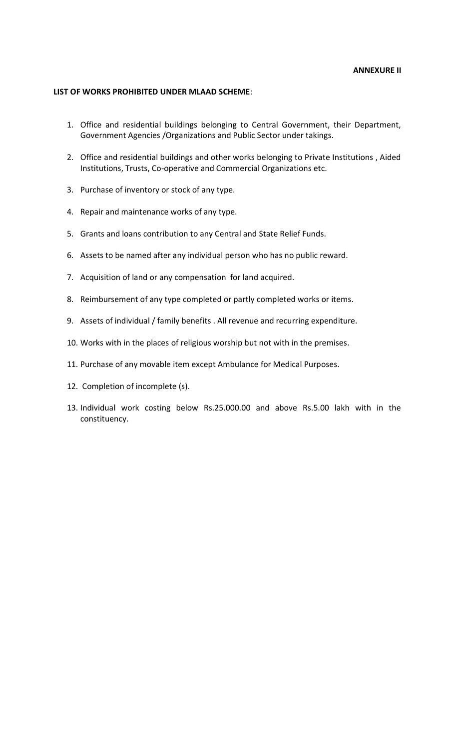**ANNEXURE II**

**LIST OF WORKS PROHIBITED UNDER MLAAD SCHEME**:

1. Office and residential buildings belonging to Central Government, their Department, Government Agencies /Organizations and Public Sector under takings.

2. Office and residential buildings and other works belonging to Private Institutions , Aided Institutions, Trusts, Co-operative and Commercial Organizations etc.

3. Purchase of inventory or stock of any type.

4. Repair and maintenance works of any type.

5. Grants and loans contribution to any Central and State Relief Funds.

6. Assets to be named after any individual person who has no public reward.

7. Acquisition of land or any compensation for land acquired.

8. Reimbursement of any type completed or partly completed works or items.

9. Assets of individual / family benefits . All revenue and recurring expenditure.

10. Works with in the places of religious worship but not with in the premises.

11. Purchase of any movable item except Ambulance for Medical Purposes.

12. Completion of incomplete (s).

13. Individual work costing below Rs.25.000.00 and above Rs.5.00 lakh with in the constituency.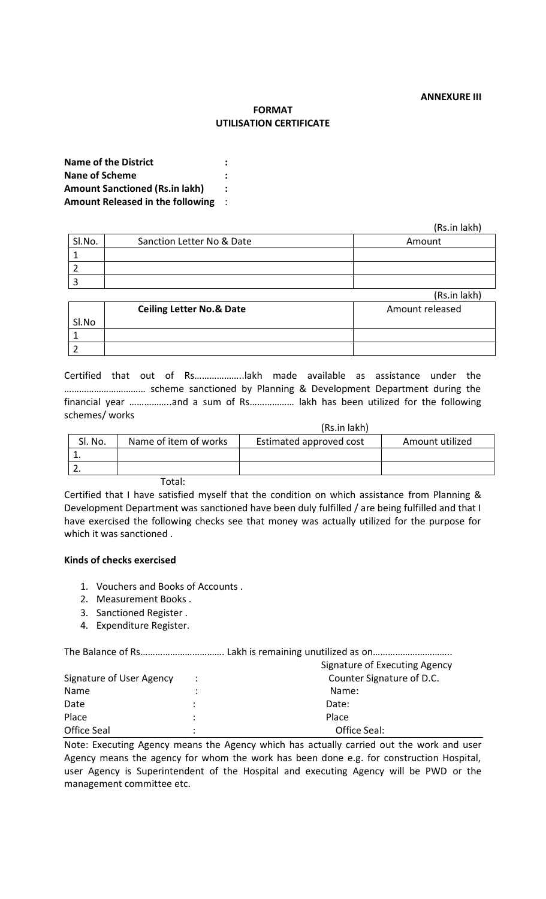**ANNEXURE III**

## FORMAT
## UTILISATION CERTIFICATE

**Name of the District** :
**Nane of Scheme** :
**Amount Sanctioned (Rs.in lakh)** :
**Amount Released in the following** :

(Rs.in lakh)

| Sl.No. | Sanction Letter No & Date | Amount |
|---|---|---|
| 1 | | |
| 2 | | |
| 3 | | |

(Rs.in lakh)

| Sl.No | **Ceiling Letter No.& Date** | Amount released |
|---|---|---|
| 1 | | |
| 2 | | |

Certified that out of Rs………………..lakh made available as assistance under the …………………………… scheme sanctioned by Planning & Development Department during the financial year ……………..and a sum of Rs……………… lakh has been utilized for the following schemes/ works

(Rs.in lakh)

| Sl. No. | Name of item of works | Estimated approved cost | Amount utilized |
|---|---|---|---|
| 1. | | | |
| 2. | | | |
| | Total: | | |

Certified that I have satisfied myself that the condition on which assistance from Planning & Development Department was sanctioned have been duly fulfilled / are being fulfilled and that I have exercised the following checks see that money was actually utilized for the purpose for which it was sanctioned .

**Kinds of checks exercised**

1. Vouchers and Books of Accounts .
2. Measurement Books .
3. Sanctioned Register .
4. Expenditure Register.

The Balance of Rs……………………………. Lakh is remaining unutilized as on…………………………..

Signature of Executing Agency

| | | |
|---|---|---|
| Signature of User Agency | : | Counter Signature of D.C. |
| Name | : | Name: |
| Date | : | Date: |
| Place | : | Place |
| Office Seal | : | Office Seal: |

Note: Executing Agency means the Agency which has actually carried out the work and user Agency means the agency for whom the work has been done e.g. for construction Hospital, user Agency is Superintendent of the Hospital and executing Agency will be PWD or the management committee etc.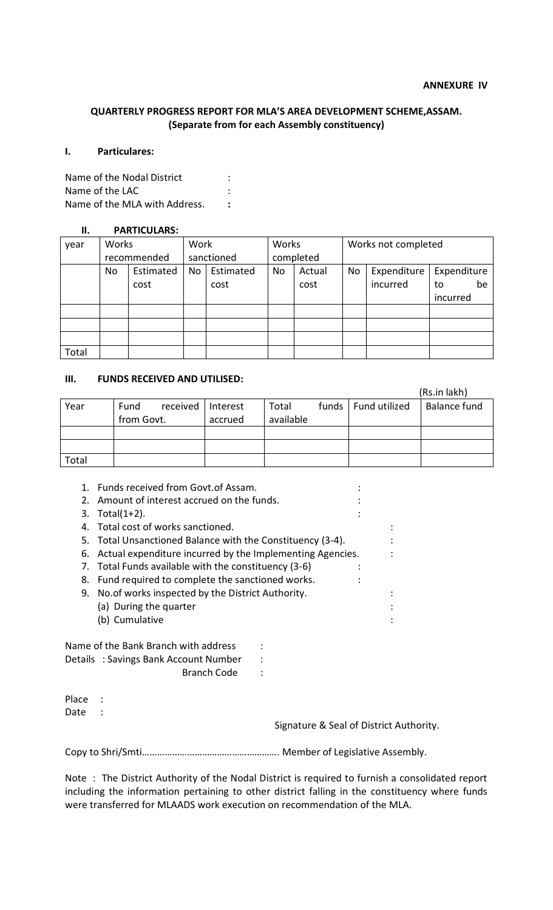**ANNEXURE IV**

**QUARTERLY PROGRESS REPORT FOR MLA'S AREA DEVELOPMENT SCHEME,ASSAM.**
**(Separate from for each Assembly constituency)**

**I. Particulares:**

Name of the Nodal District :
Name of the LAC :
Name of the MLA with Address. :

**II. PARTICULARS:**

| year | Works recommended | | Work sanctioned | | Works completed | | Works not completed | | |
|---|---|---|---|---|---|---|---|---|---|
| | No | Estimated cost | No | Estimated cost | No | Actual cost | No | Expenditure incurred | Expenditure to be incurred |
| | | | | | | | | | |
| | | | | | | | | | |
| | | | | | | | | | |
| Total | | | | | | | | | |

**III. FUNDS RECEIVED AND UTILISED:**

(Rs.in lakh)

| Year | Fund received from Govt. | Interest accrued | Total funds available | Fund utilized | Balance fund |
|---|---|---|---|---|---|
| | | | | | |
| | | | | | |
| Total | | | | | |

1. Funds received from Govt.of Assam. :
2. Amount of interest accrued on the funds. :
3. Total(1+2). :
4. Total cost of works sanctioned. :
5. Total Unsanctioned Balance with the Constituency (3-4). :
6. Actual expenditure incurred by the Implementing Agencies. :
7. Total Funds available with the constituency (3-6) :
8. Fund required to complete the sanctioned works. :
9. No.of works inspected by the District Authority. :
   (a) During the quarter :
   (b) Cumulative :

Name of the Bank Branch with address :
Details : Savings Bank Account Number :
Branch Code :

Place :
Date :

Signature & Seal of District Authority.

Copy to Shri/Smti………………………………………………. Member of Legislative Assembly.

Note : The District Authority of the Nodal District is required to furnish a consolidated report including the information pertaining to other district falling in the constituency where funds were transferred for MLAADS work execution on recommendation of the MLA.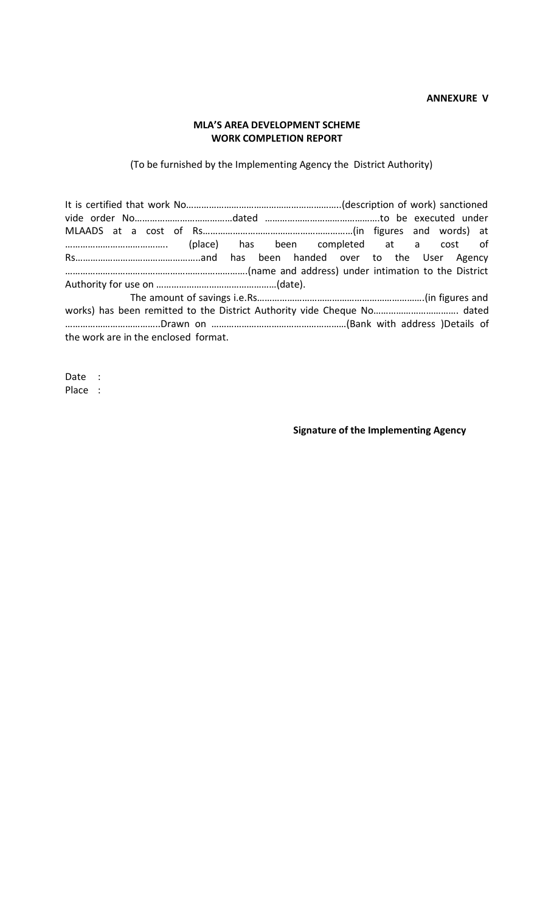**ANNEXURE V**

**MLA'S AREA DEVELOPMENT SCHEME**
**WORK COMPLETION REPORT**

(To be furnished by the Implementing Agency the District Authority)

It is certified that work No…………………………………………………….(description of work) sanctioned vide order No…………………………………dated ………………………………………to be executed under MLAADS at a cost of Rs……………………………………………………(in figures and words) at ………………………………….. (place) has been completed at a cost of Rs…………………………………………..and has been handed over to the User Agency ………………………………………………………………..(name and address) under intimation to the District Authority for use on …………………………………………(date).

The amount of savings i.e.Rs………………………………………………………….(in figures and works) has been remitted to the District Authority vide Cheque No……………………………. dated ………………………………..Drawn on ………………………………………………(Bank with address )Details of the work are in the enclosed format.

Date :
Place :

**Signature of the Implementing Agency**